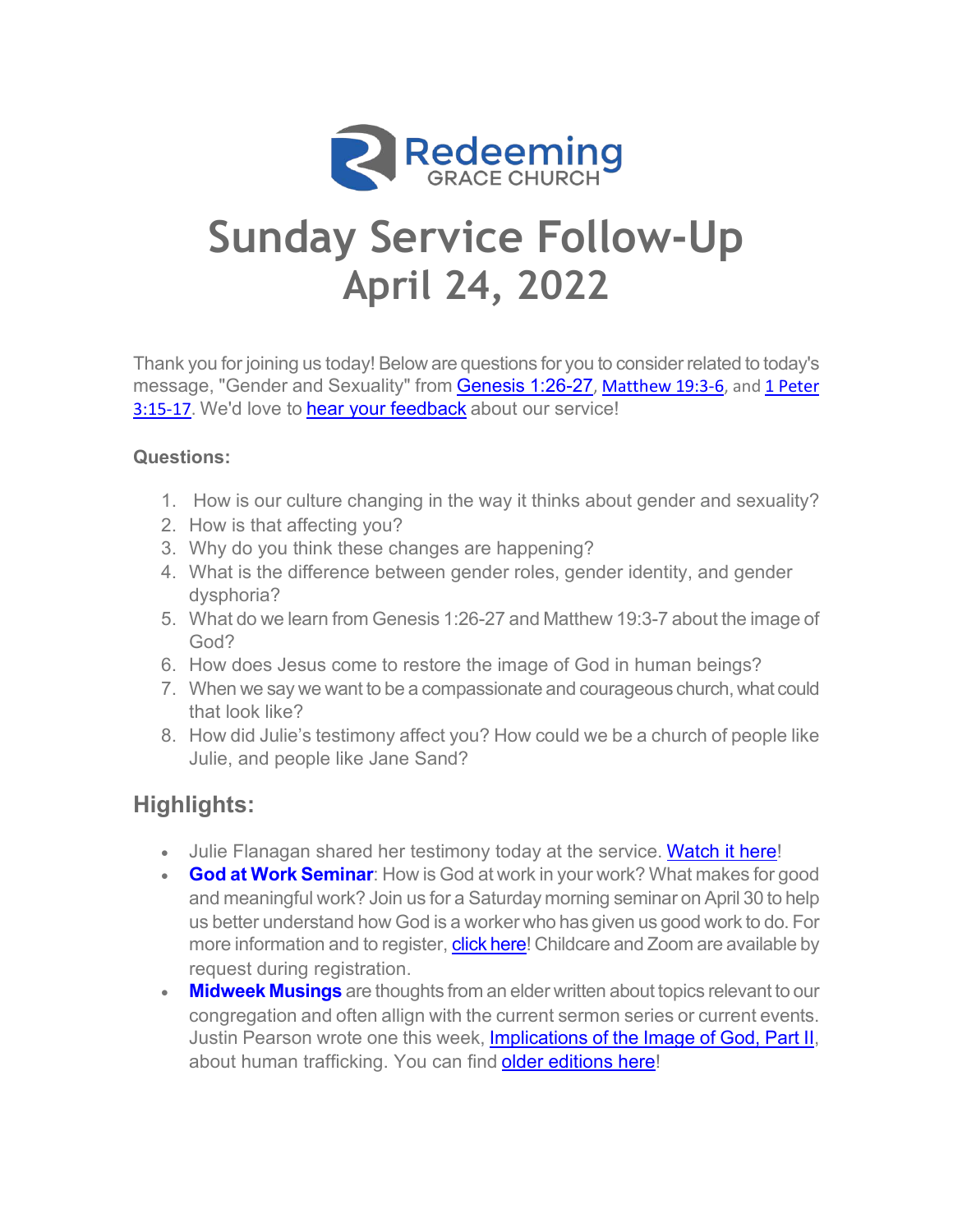Redeeming GRACE CHURCH

# Sunday Service Follow-Up
# April 24, 2022

Thank you for joining us today! Below are questions for you to consider related to today's message, "Gender and Sexuality" from Genesis 1:26-27, Matthew 19:3-6, and 1 Peter 3:15-17. We'd love to hear your feedback about our service!

**Questions:**

1. How is our culture changing in the way it thinks about gender and sexuality?
2. How is that affecting you?
3. Why do you think these changes are happening?
4. What is the difference between gender roles, gender identity, and gender dysphoria?
5. What do we learn from Genesis 1:26-27 and Matthew 19:3-7 about the image of God?
6. How does Jesus come to restore the image of God in human beings?
7. When we say we want to be a compassionate and courageous church, what could that look like?
8. How did Julie's testimony affect you? How could we be a church of people like Julie, and people like Jane Sand?

## Highlights:

- Julie Flanagan shared her testimony today at the service. Watch it here!
- **God at Work Seminar**: How is God at work in your work? What makes for good and meaningful work? Join us for a Saturday morning seminar on April 30 to help us better understand how God is a worker who has given us good work to do. For more information and to register, click here! Childcare and Zoom are available by request during registration.
- **Midweek Musings** are thoughts from an elder written about topics relevant to our congregation and often allign with the current sermon series or current events. Justin Pearson wrote one this week, Implications of the Image of God, Part II, about human trafficking. You can find older editions here!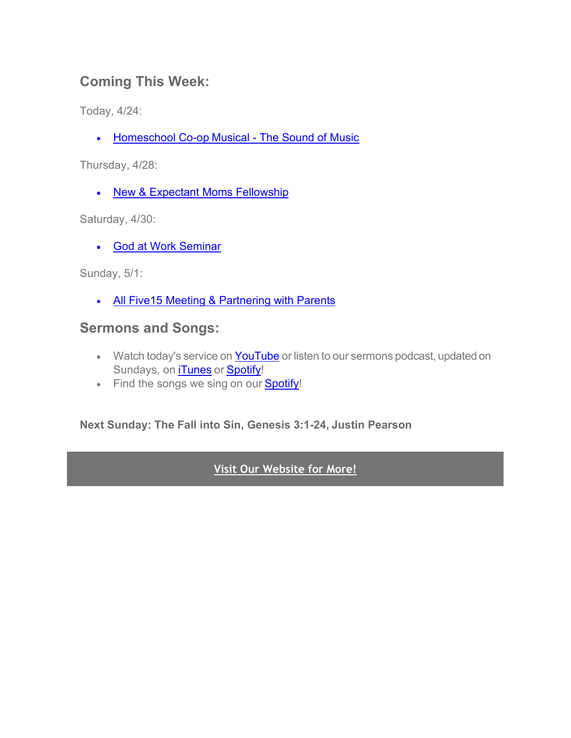## Coming This Week:

Today, 4/24:

- Homeschool Co-op Musical - The Sound of Music

Thursday, 4/28:

- New & Expectant Moms Fellowship

Saturday, 4/30:

- God at Work Seminar

Sunday, 5/1:

- All Five15 Meeting & Partnering with Parents

## Sermons and Songs:

- Watch today's service on YouTube or listen to our sermons podcast, updated on Sundays, on iTunes or Spotify!
- Find the songs we sing on our Spotify!

**Next Sunday: The Fall into Sin, Genesis 3:1-24, Justin Pearson**

**Visit Our Website for More!**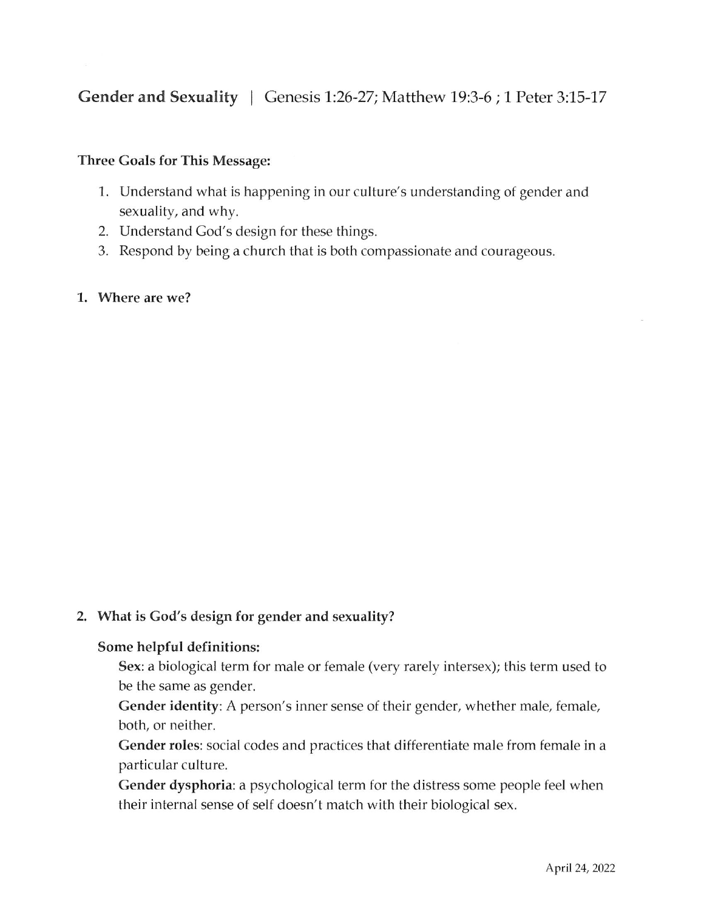## Gender and Sexuality | Genesis 1:26-27; Matthew 19:3-6 ; 1 Peter 3:15-17

**Three Goals for This Message:**

1. Understand what is happening in our culture's understanding of gender and sexuality, and why.
2. Understand God's design for these things.
3. Respond by being a church that is both compassionate and courageous.

**1. Where are we?**

**2. What is God's design for gender and sexuality?**

**Some helpful definitions:**

**Sex**: a biological term for male or female (very rarely intersex); this term used to be the same as gender.

**Gender identity**: A person's inner sense of their gender, whether male, female, both, or neither.

**Gender roles**: social codes and practices that differentiate male from female in a particular culture.

**Gender dysphoria**: a psychological term for the distress some people feel when their internal sense of self doesn't match with their biological sex.

April 24, 2022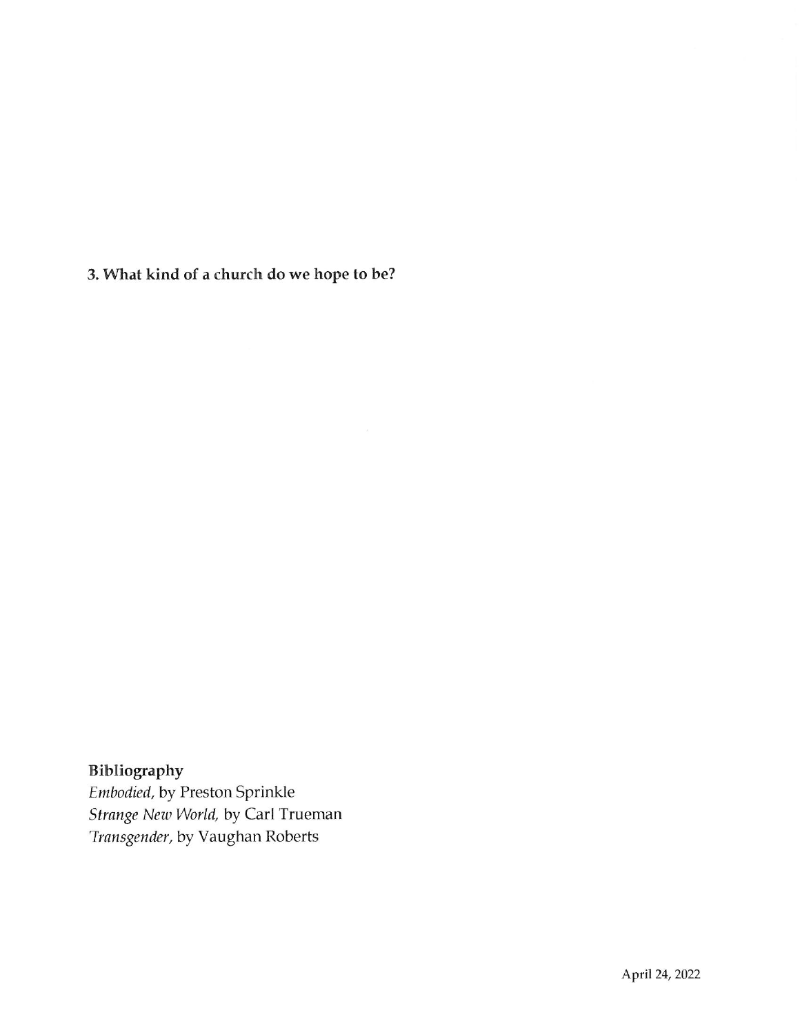**3. What kind of a church do we hope to be?**

**Bibliography**

*Embodied*, by Preston Sprinkle
*Strange New World*, by Carl Trueman
*Transgender*, by Vaughan Roberts

April 24, 2022